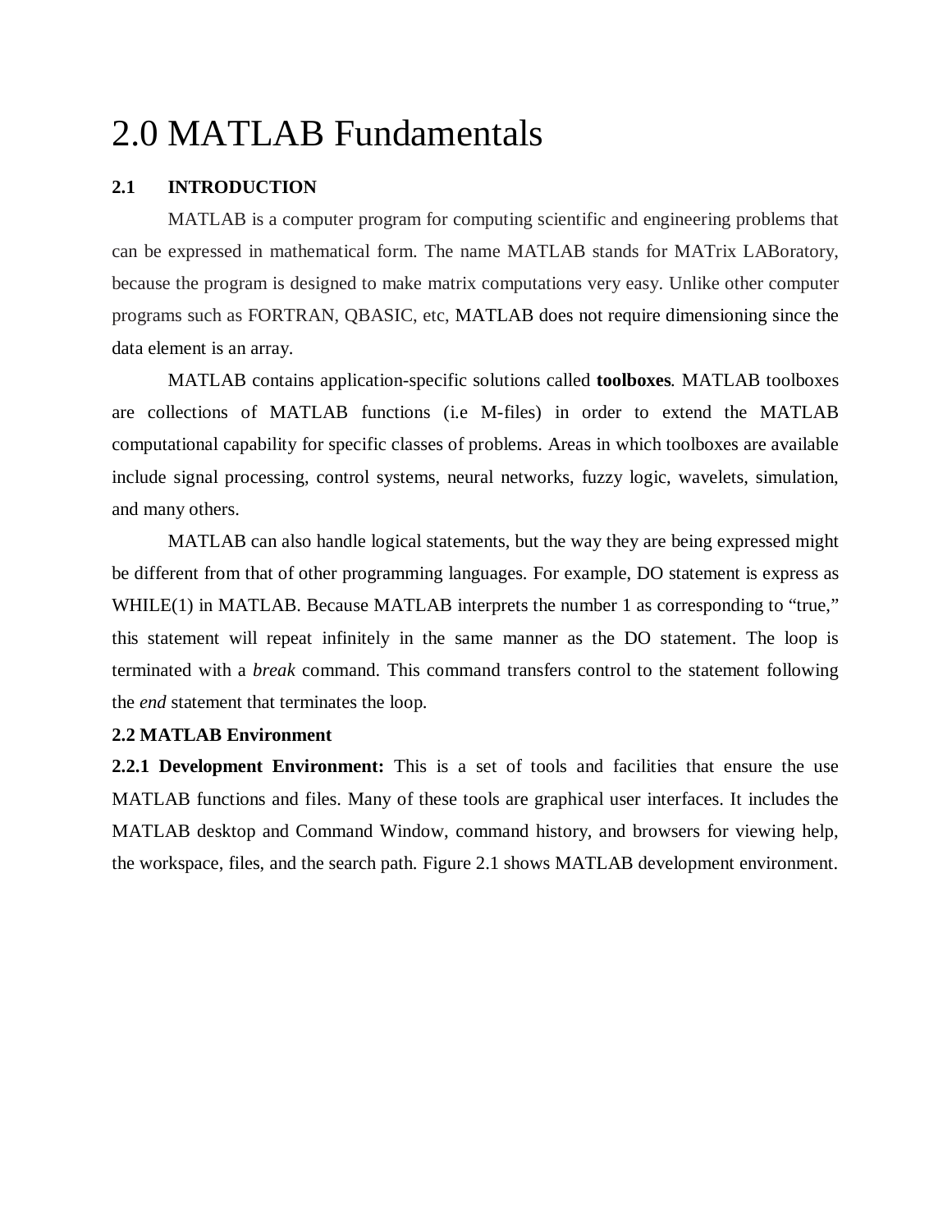# 2.0 MATLAB Fundamentals

## 2.1 INTRODUCTION

MATLAB is a computer program for computing scientific and engineering problems that can be expressed in mathematical form. The name MATLAB stands for MATrix LABoratory, because the program is designed to make matrix computations very easy. Unlike other computer programs such as FORTRAN, QBASIC, etc, MATLAB does not require dimensioning since the data element is an array.

MATLAB contains application-specific solutions called **toolboxes**. MATLAB toolboxes are collections of MATLAB functions (i.e M-files) in order to extend the MATLAB computational capability for specific classes of problems. Areas in which toolboxes are available include signal processing, control systems, neural networks, fuzzy logic, wavelets, simulation, and many others.

MATLAB can also handle logical statements, but the way they are being expressed might be different from that of other programming languages. For example, DO statement is express as WHILE(1) in MATLAB. Because MATLAB interprets the number 1 as corresponding to "true," this statement will repeat infinitely in the same manner as the DO statement. The loop is terminated with a *break* command. This command transfers control to the statement following the *end* statement that terminates the loop.

## 2.2 MATLAB Environment

**2.2.1 Development Environment:** This is a set of tools and facilities that ensure the use MATLAB functions and files. Many of these tools are graphical user interfaces. It includes the MATLAB desktop and Command Window, command history, and browsers for viewing help, the workspace, files, and the search path. Figure 2.1 shows MATLAB development environment.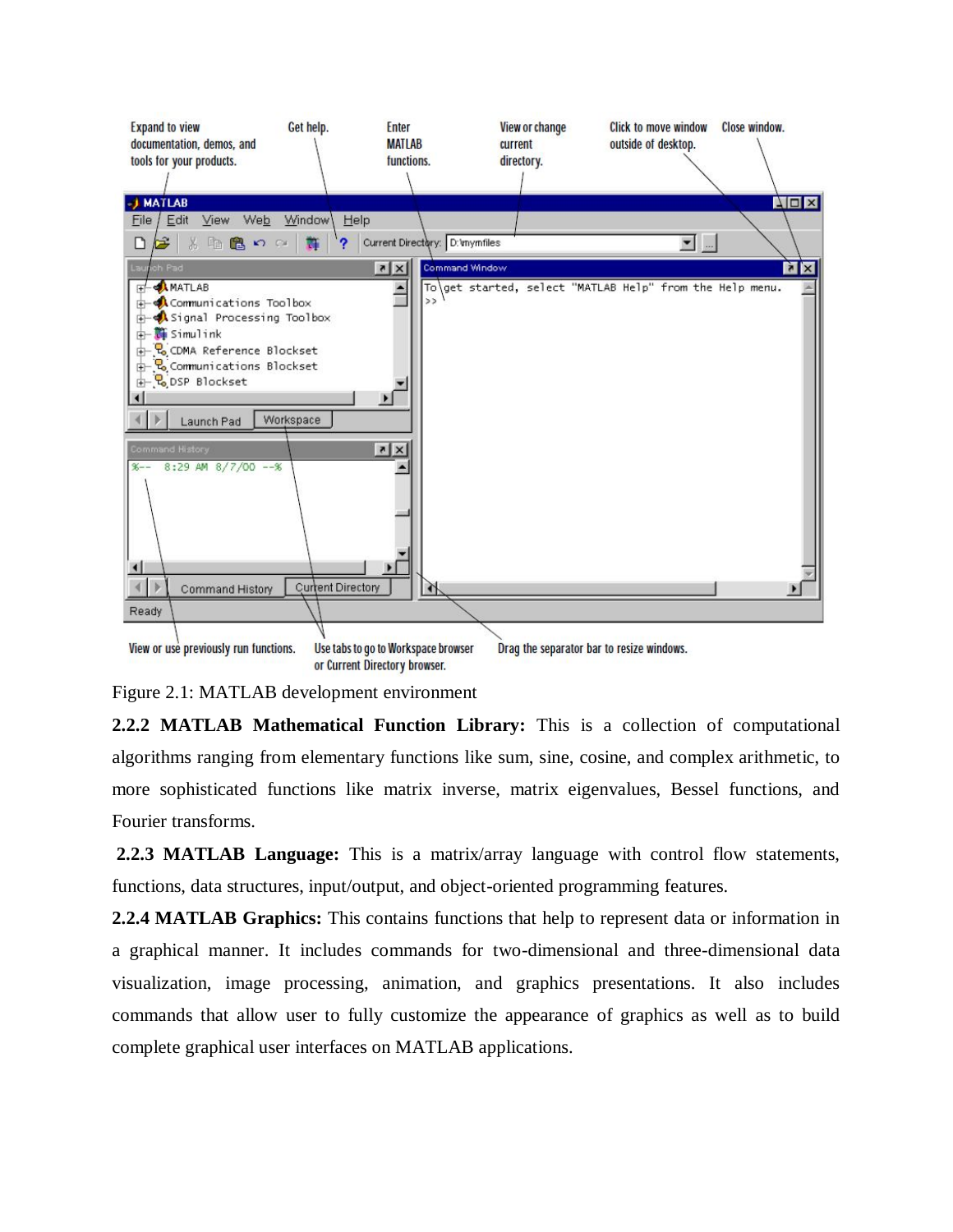Figure 2.1: MATLAB development environment

**2.2.2 MATLAB Mathematical Function Library:** This is a collection of computational algorithms ranging from elementary functions like sum, sine, cosine, and complex arithmetic, to more sophisticated functions like matrix inverse, matrix eigenvalues, Bessel functions, and Fourier transforms.

**2.2.3 MATLAB Language:** This is a matrix/array language with control flow statements, functions, data structures, input/output, and object-oriented programming features.

**2.2.4 MATLAB Graphics:** This contains functions that help to represent data or information in a graphical manner. It includes commands for two-dimensional and three-dimensional data visualization, image processing, animation, and graphics presentations. It also includes commands that allow user to fully customize the appearance of graphics as well as to build complete graphical user interfaces on MATLAB applications.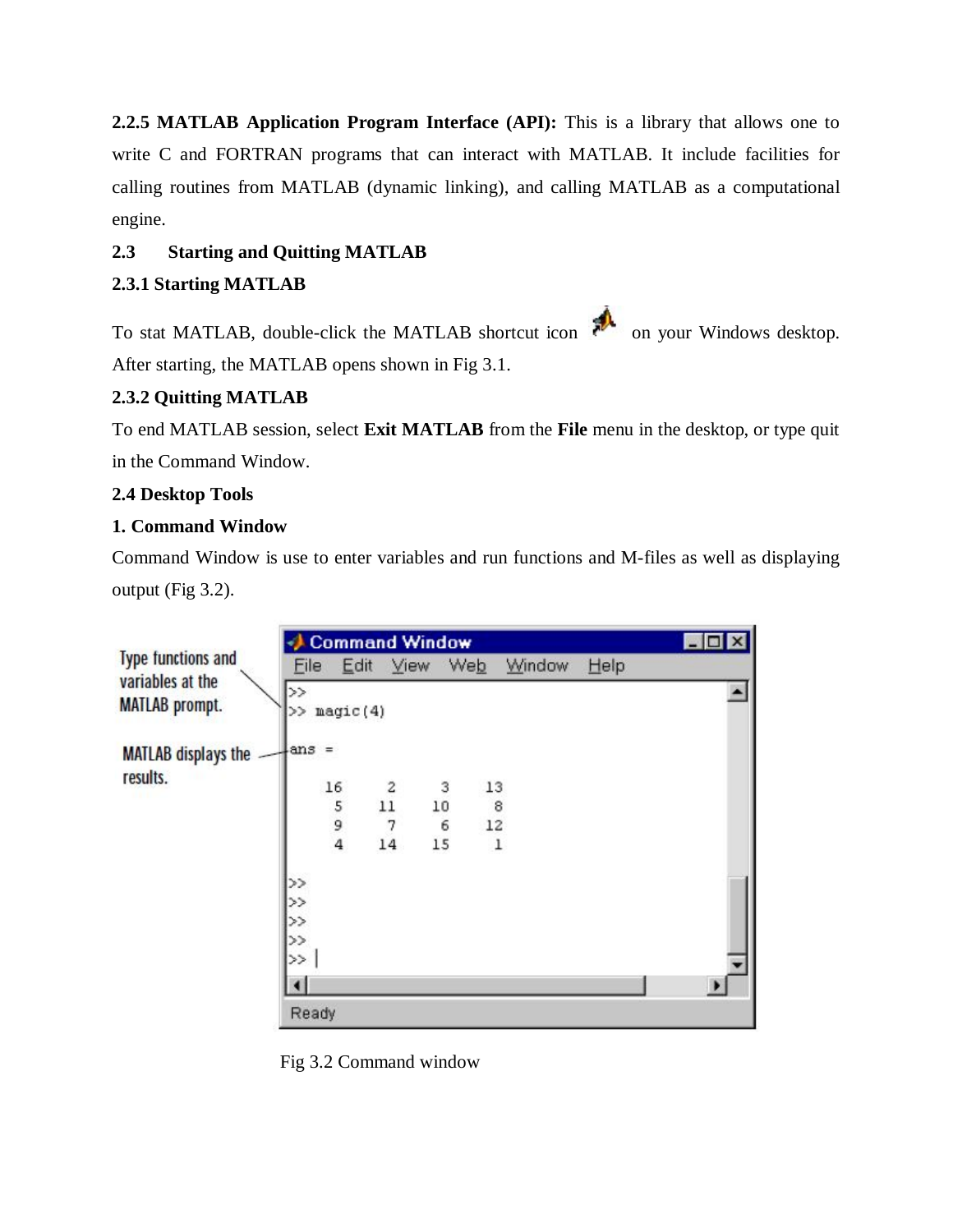**2.2.5 MATLAB Application Program Interface (API):** This is a library that allows one to write C and FORTRAN programs that can interact with MATLAB. It include facilities for calling routines from MATLAB (dynamic linking), and calling MATLAB as a computational engine.

## 2.3 Starting and Quitting MATLAB

### 2.3.1 Starting MATLAB

To stat MATLAB, double-click the MATLAB shortcut icon on your Windows desktop. After starting, the MATLAB opens shown in Fig 3.1.

### 2.3.2 Quitting MATLAB

To end MATLAB session, select **Exit MATLAB** from the **File** menu in the desktop, or type quit in the Command Window.

## 2.4 Desktop Tools

### 1. Command Window

Command Window is use to enter variables and run functions and M-files as well as displaying output (Fig 3.2).

Fig 3.2 Command window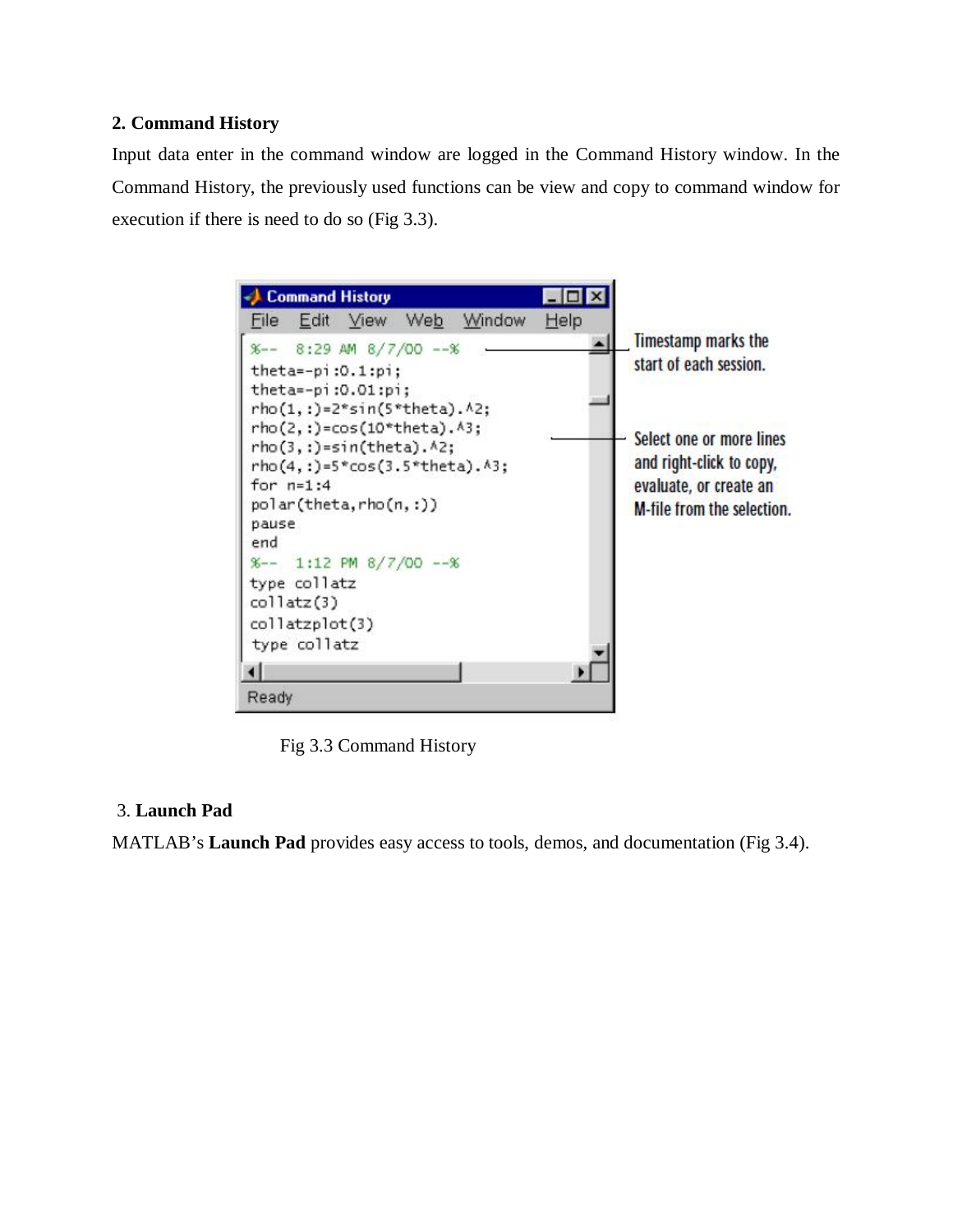**2. Command History**

Input data enter in the command window are logged in the Command History window. In the Command History, the previously used functions can be view and copy to command window for execution if there is need to do so (Fig 3.3).

Fig 3.3 Command History

3. **Launch Pad**

MATLAB's **Launch Pad** provides easy access to tools, demos, and documentation (Fig 3.4).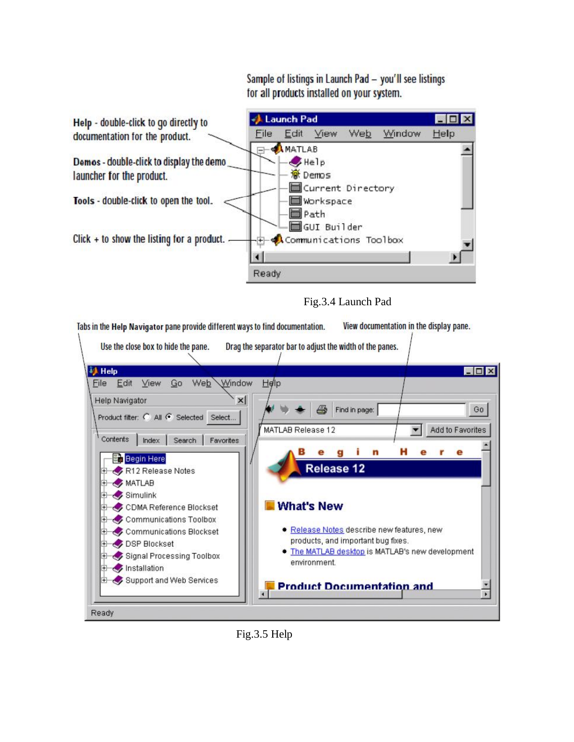Sample of listings in Launch Pad – you'll see listings for all products installed on your system.

Help - double-click to go directly to documentation for the product.

Demos - double-click to display the demo launcher for the product.

Tools - double-click to open the tool.

Click + to show the listing for a product.

Fig.3.4 Launch Pad

Tabs in the Help Navigator pane provide different ways to find documentation.

View documentation in the display pane.

Use the close box to hide the pane.

Drag the separator bar to adjust the width of the panes.

Fig.3.5 Help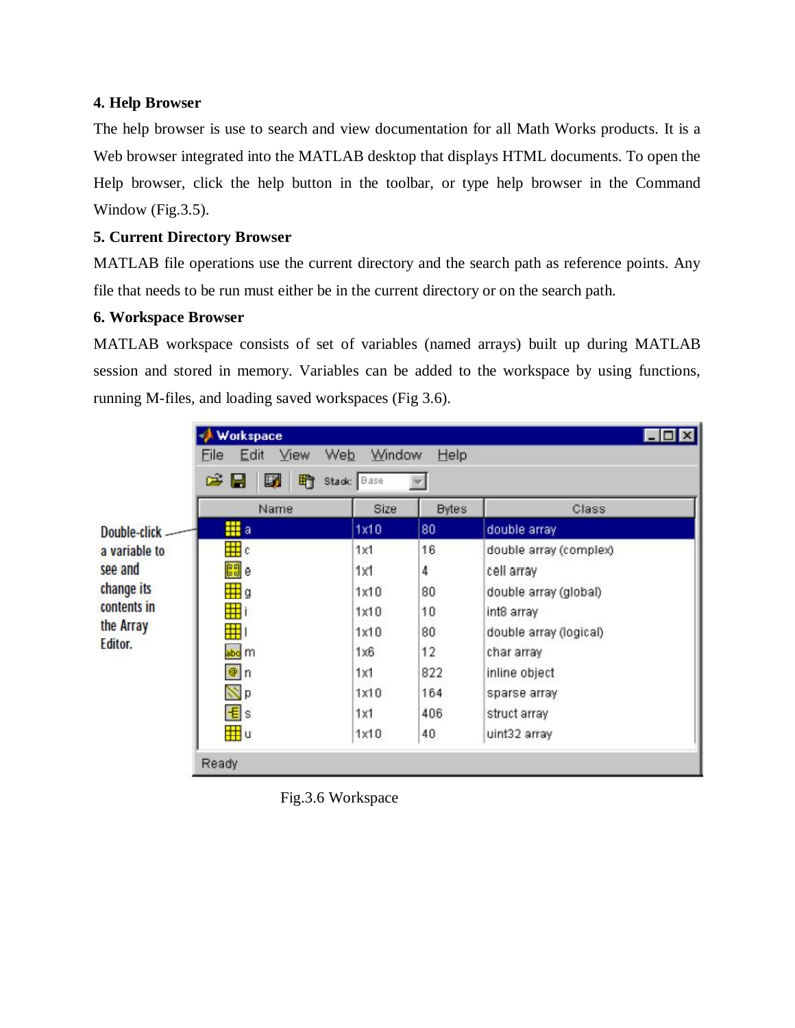### 4. Help Browser

The help browser is use to search and view documentation for all Math Works products. It is a Web browser integrated into the MATLAB desktop that displays HTML documents. To open the Help browser, click the help button in the toolbar, or type help browser in the Command Window (Fig.3.5).

### 5. Current Directory Browser

MATLAB file operations use the current directory and the search path as reference points. Any file that needs to be run must either be in the current directory or on the search path.

### 6. Workspace Browser

MATLAB workspace consists of set of variables (named arrays) built up during MATLAB session and stored in memory. Variables can be added to the workspace by using functions, running M-files, and loading saved workspaces (Fig 3.6).

Double-click a variable to see and change its contents in the Array Editor.

| Name | Size | Bytes | Class |
| --- | --- | --- | --- |
| a | 1x10 | 80 | double array |
| c | 1x1 | 16 | double array (complex) |
| e | 1x1 | 4 | cell array |
| g | 1x10 | 80 | double array (global) |
| i | 1x10 | 10 | int8 array |
| l | 1x10 | 80 | double array (logical) |
| m | 1x6 | 12 | char array |
| n | 1x1 | 822 | inline object |
| p | 1x10 | 164 | sparse array |
| s | 1x1 | 406 | struct array |
| u | 1x10 | 40 | uint32 array |

Fig.3.6 Workspace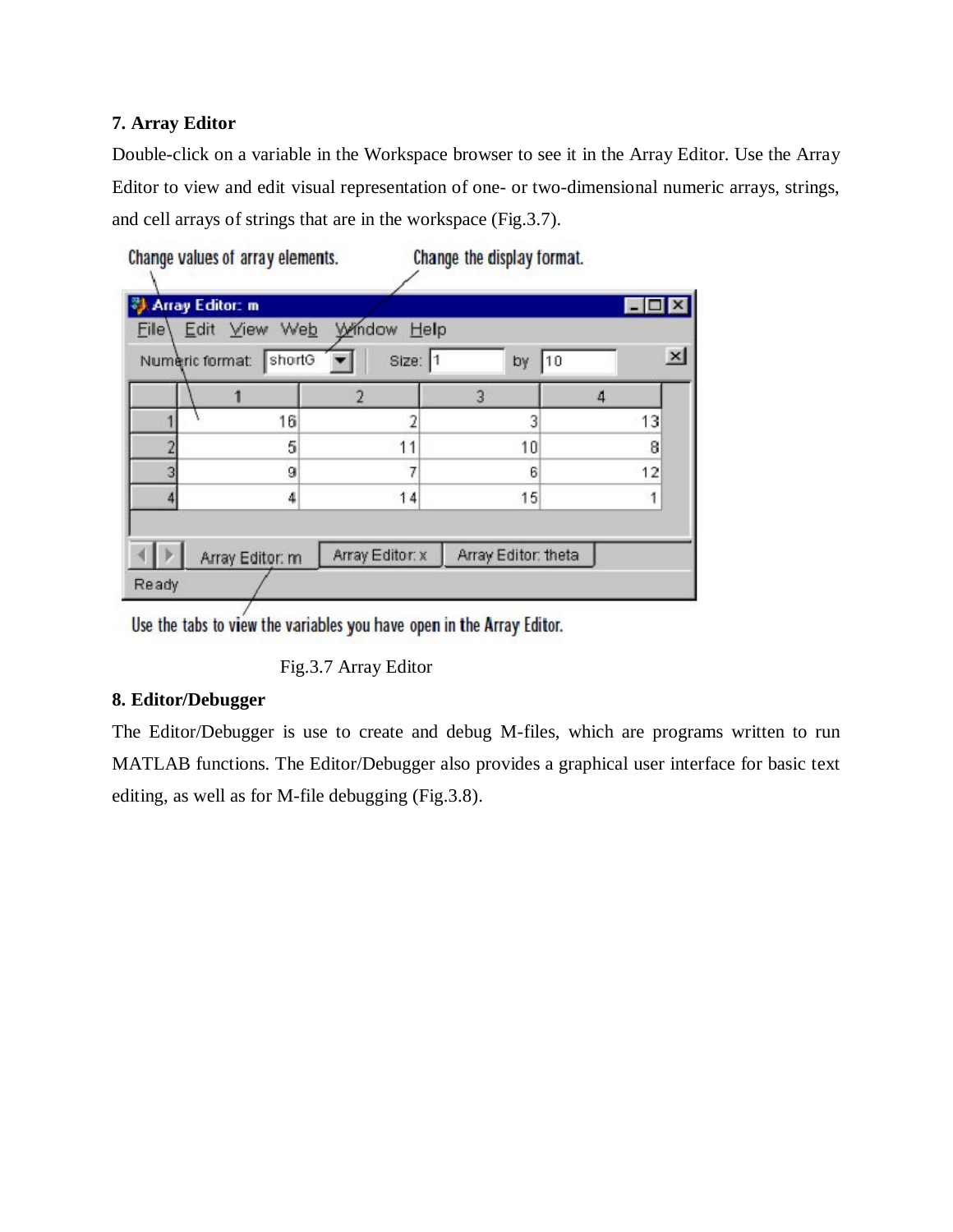### 7. Array Editor

Double-click on a variable in the Workspace browser to see it in the Array Editor. Use the Array Editor to view and edit visual representation of one- or two-dimensional numeric arrays, strings, and cell arrays of strings that are in the workspace (Fig.3.7).

Fig.3.7 Array Editor

### 8. Editor/Debugger

The Editor/Debugger is use to create and debug M-files, which are programs written to run MATLAB functions. The Editor/Debugger also provides a graphical user interface for basic text editing, as well as for M-file debugging (Fig.3.8).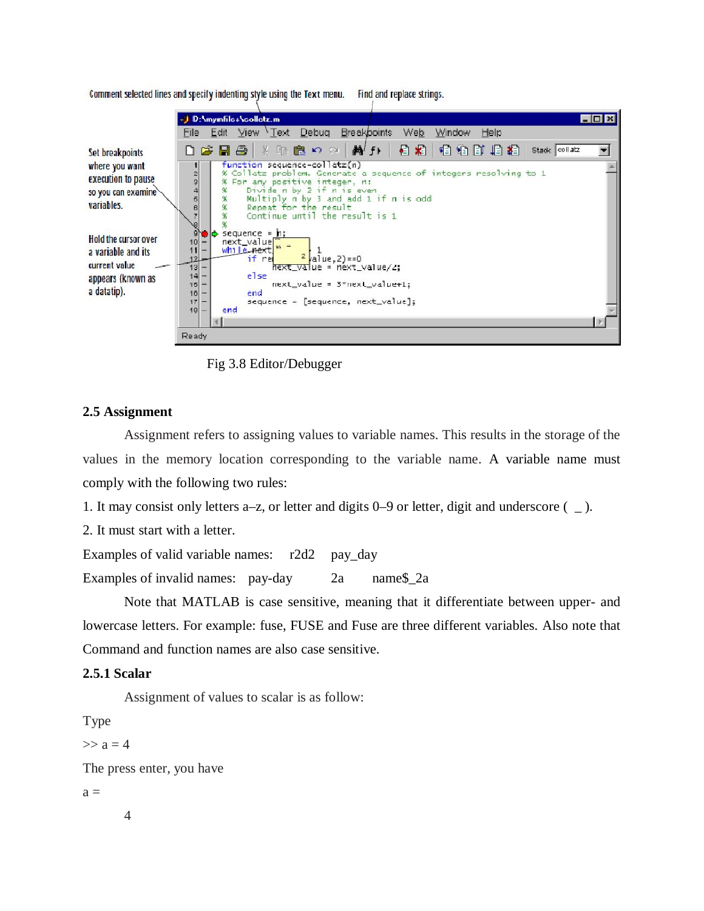Fig 3.8 Editor/Debugger

## 2.5 Assignment

Assignment refers to assigning values to variable names. This results in the storage of the values in the memory location corresponding to the variable name. A variable name must comply with the following two rules:

1. It may consist only letters a–z, or letter and digits 0–9 or letter, digit and underscore ( _ ).
2. It must start with a letter.

Examples of valid variable names: r2d2 pay_day

Examples of invalid names: pay-day 2a name$_2a

Note that MATLAB is case sensitive, meaning that it differentiate between upper- and lowercase letters. For example: fuse, FUSE and Fuse are three different variables. Also note that Command and function names are also case sensitive.

### 2.5.1 Scalar

Assignment of values to scalar is as follow:

Type

```
>> a = 4
```

The press enter, you have

```
a =
     4
```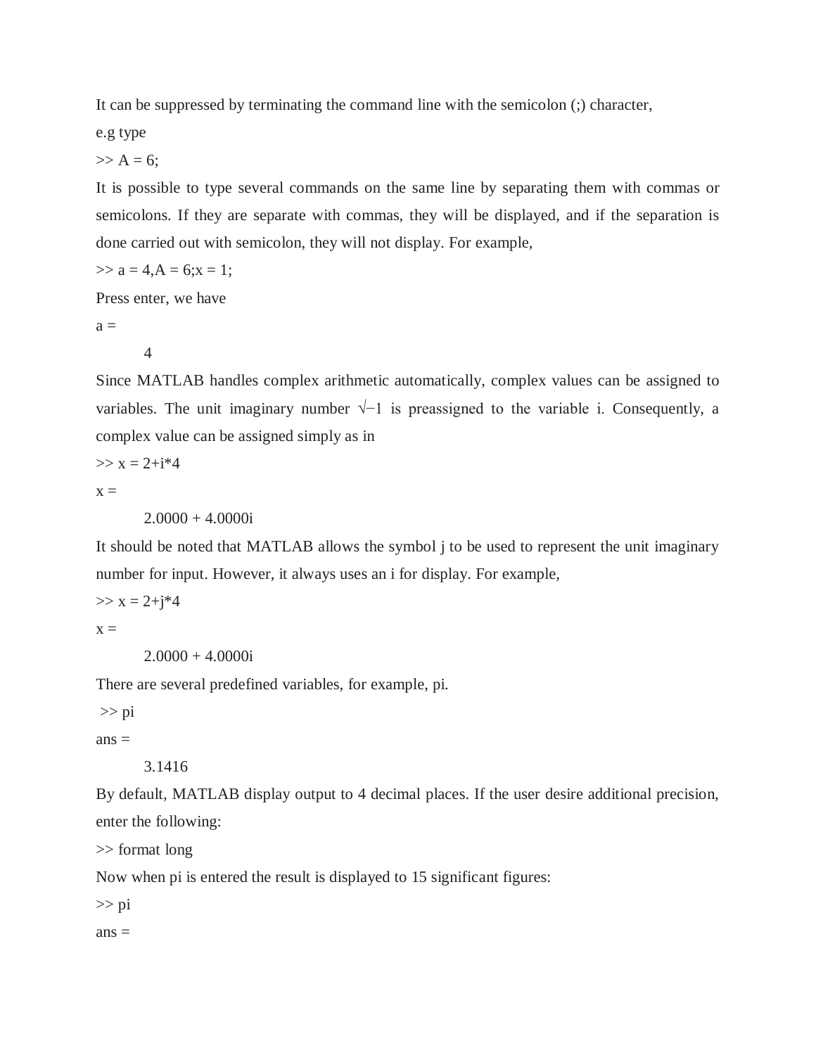It can be suppressed by terminating the command line with the semicolon (;) character, e.g type

```
>> A = 6;
```

It is possible to type several commands on the same line by separating them with commas or semicolons. If they are separate with commas, they will be displayed, and if the separation is done carried out with semicolon, they will not display. For example,

```
>> a = 4,A = 6;x = 1;
```

Press enter, we have

```
a =
     4
```

Since MATLAB handles complex arithmetic automatically, complex values can be assigned to variables. The unit imaginary number $\sqrt{-1}$ is preassigned to the variable i. Consequently, a complex value can be assigned simply as in

```
>> x = 2+i*4
x =
     2.0000 + 4.0000i
```

It should be noted that MATLAB allows the symbol j to be used to represent the unit imaginary number for input. However, it always uses an i for display. For example,

```
>> x = 2+j*4
x =
     2.0000 + 4.0000i
```

There are several predefined variables, for example, pi.

```
>> pi
ans =
     3.1416
```

By default, MATLAB display output to 4 decimal places. If the user desire additional precision, enter the following:

```
>> format long
```

Now when pi is entered the result is displayed to 15 significant figures:

```
>> pi
ans =
```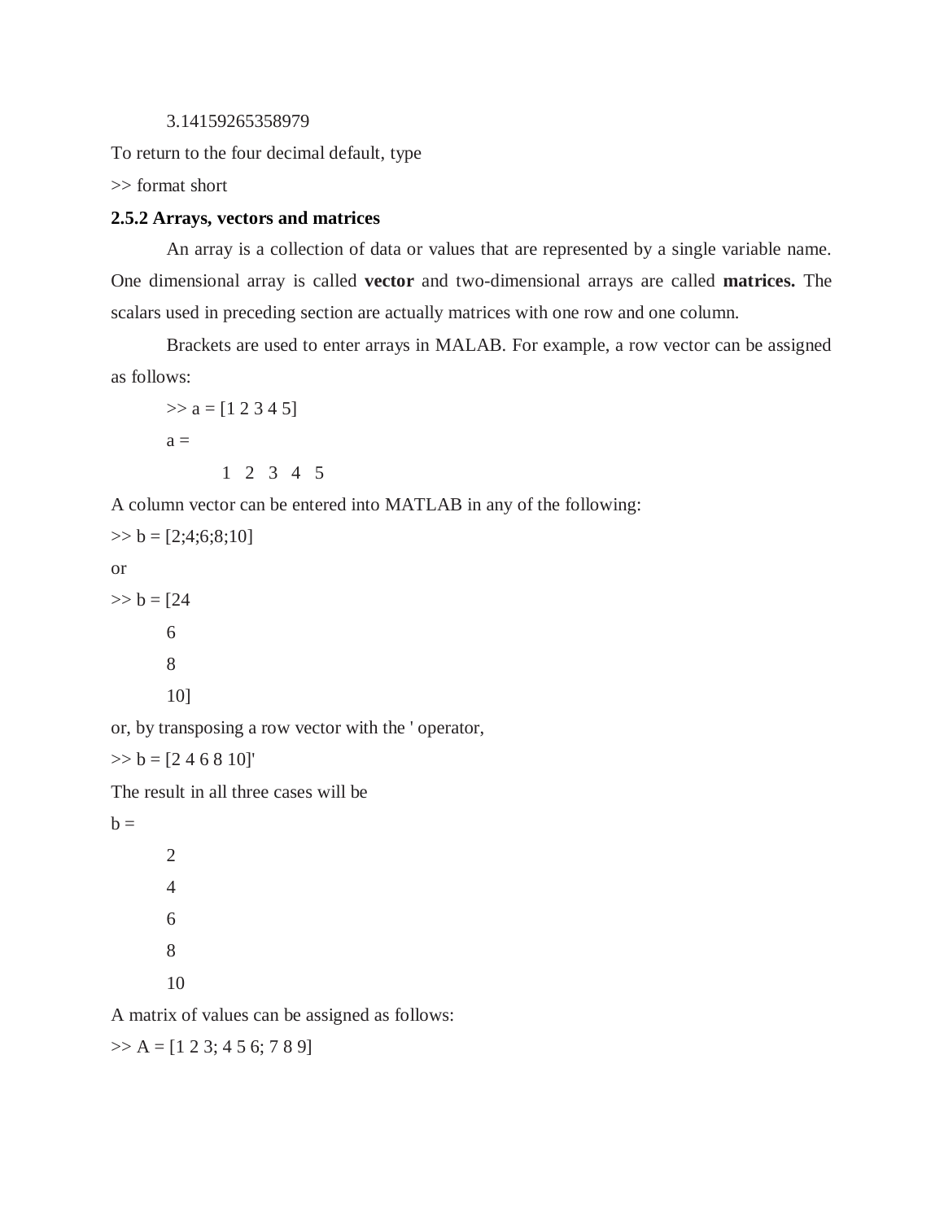3.14159265358979

To return to the four decimal default, type

```
>> format short
```

### 2.5.2 Arrays, vectors and matrices

An array is a collection of data or values that are represented by a single variable name. One dimensional array is called **vector** and two-dimensional arrays are called **matrices.** The scalars used in preceding section are actually matrices with one row and one column.

Brackets are used to enter arrays in MALAB. For example, a row vector can be assigned as follows:

```
>> a = [1 2 3 4 5]
a =
        1   2   3   4   5
```

A column vector can be entered into MATLAB in any of the following:

```
>> b = [2;4;6;8;10]
```

or

```
>> b = [24
        6
        8
        10]
```

or, by transposing a row vector with the ' operator,

```
>> b = [2 4 6 8 10]'
```

The result in all three cases will be

```
b =
        2
        4
        6
        8
        10
```

A matrix of values can be assigned as follows:

```
>> A = [1 2 3; 4 5 6; 7 8 9]
```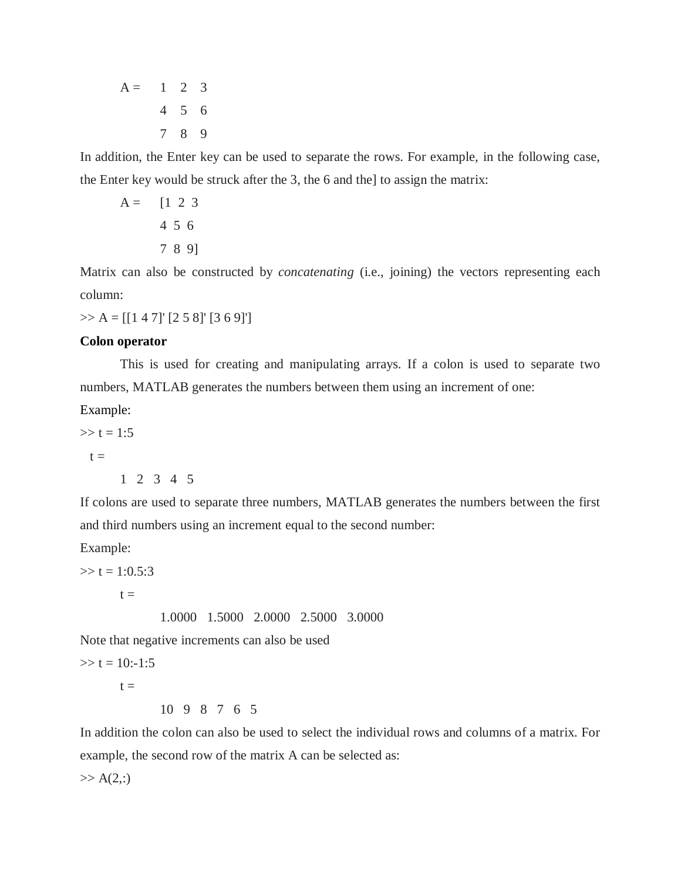```
A =     1   2   3
        4   5   6
        7   8   9
```

In addition, the Enter key can be used to separate the rows. For example, in the following case, the Enter key would be struck after the 3, the 6 and the] to assign the matrix:

```
A =     [1  2  3
        4  5  6
        7  8  9]
```

Matrix can also be constructed by *concatenating* (i.e., joining) the vectors representing each column:

```
>> A = [[1 4 7]' [2 5 8]' [3 6 9]']
```

**Colon operator**

This is used for creating and manipulating arrays. If a colon is used to separate two numbers, MATLAB generates the numbers between them using an increment of one:

Example:

```
>> t = 1:5
  t =
      1   2   3   4   5
```

If colons are used to separate three numbers, MATLAB generates the numbers between the first and third numbers using an increment equal to the second number:

Example:

```
>> t = 1:0.5:3
      t =
            1.0000   1.5000   2.0000   2.5000   3.0000
```

Note that negative increments can also be used

```
>> t = 10:-1:5
      t =
            10   9   8   7   6   5
```

In addition the colon can also be used to select the individual rows and columns of a matrix. For example, the second row of the matrix A can be selected as:

```
>> A(2,:)
```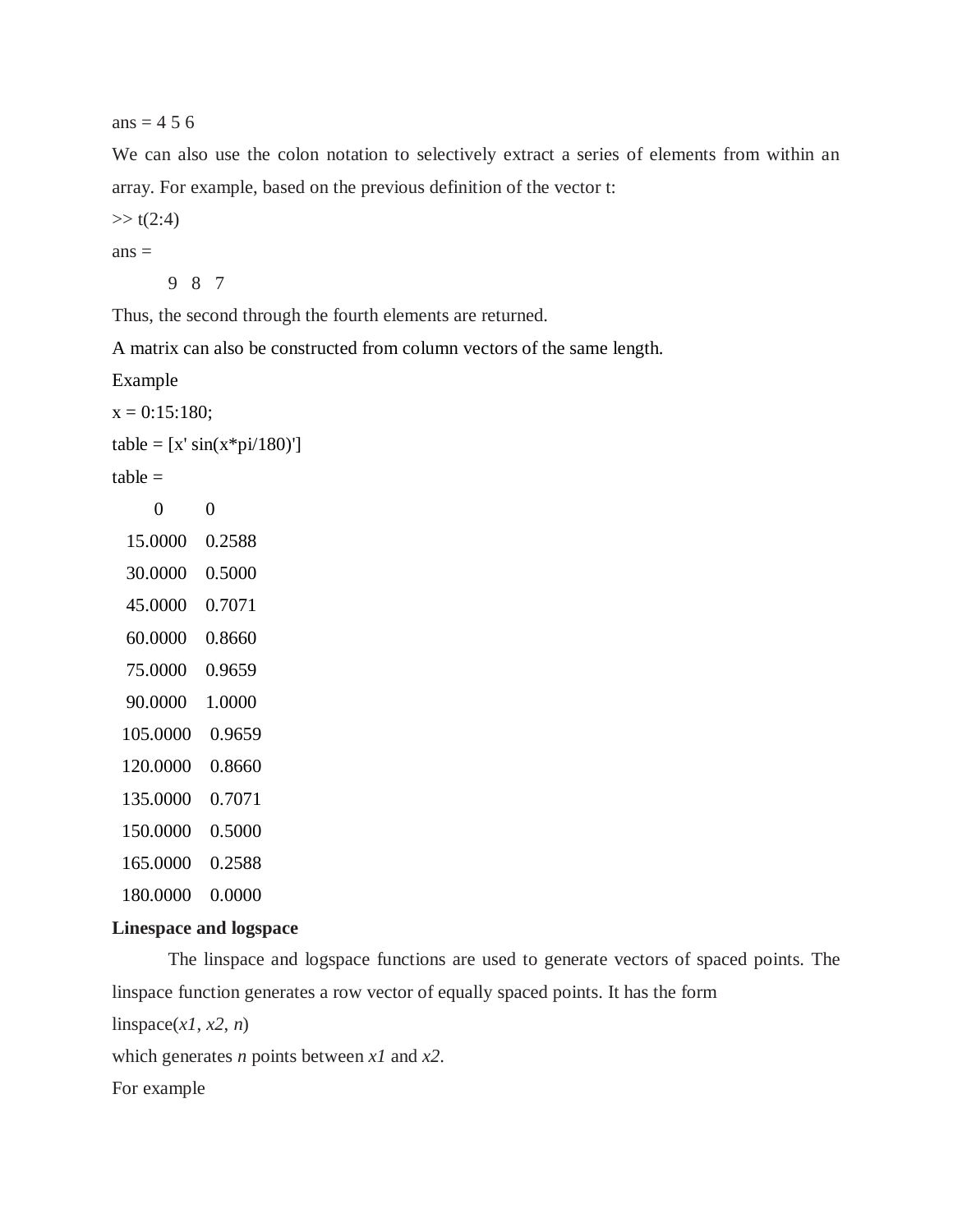ans = 4 5 6

We can also use the colon notation to selectively extract a series of elements from within an array. For example, based on the previous definition of the vector t:

```
>> t(2:4)
ans =
     9   8   7
```

Thus, the second through the fourth elements are returned.

A matrix can also be constructed from column vectors of the same length.

Example

```
x = 0:15:180;
table = [x' sin(x*pi/180)']
table =
        0         0
   15.0000    0.2588
   30.0000    0.5000
   45.0000    0.7071
   60.0000    0.8660
   75.0000    0.9659
   90.0000    1.0000
  105.0000    0.9659
  120.0000    0.8660
  135.0000    0.7071
  150.0000    0.5000
  165.0000    0.2588
  180.0000    0.0000
```

**Linespace and logspace**

The linspace and logspace functions are used to generate vectors of spaced points. The linspace function generates a row vector of equally spaced points. It has the form

linspace(*x1*, *x2*, *n*)

which generates *n* points between *x1* and *x2*.

For example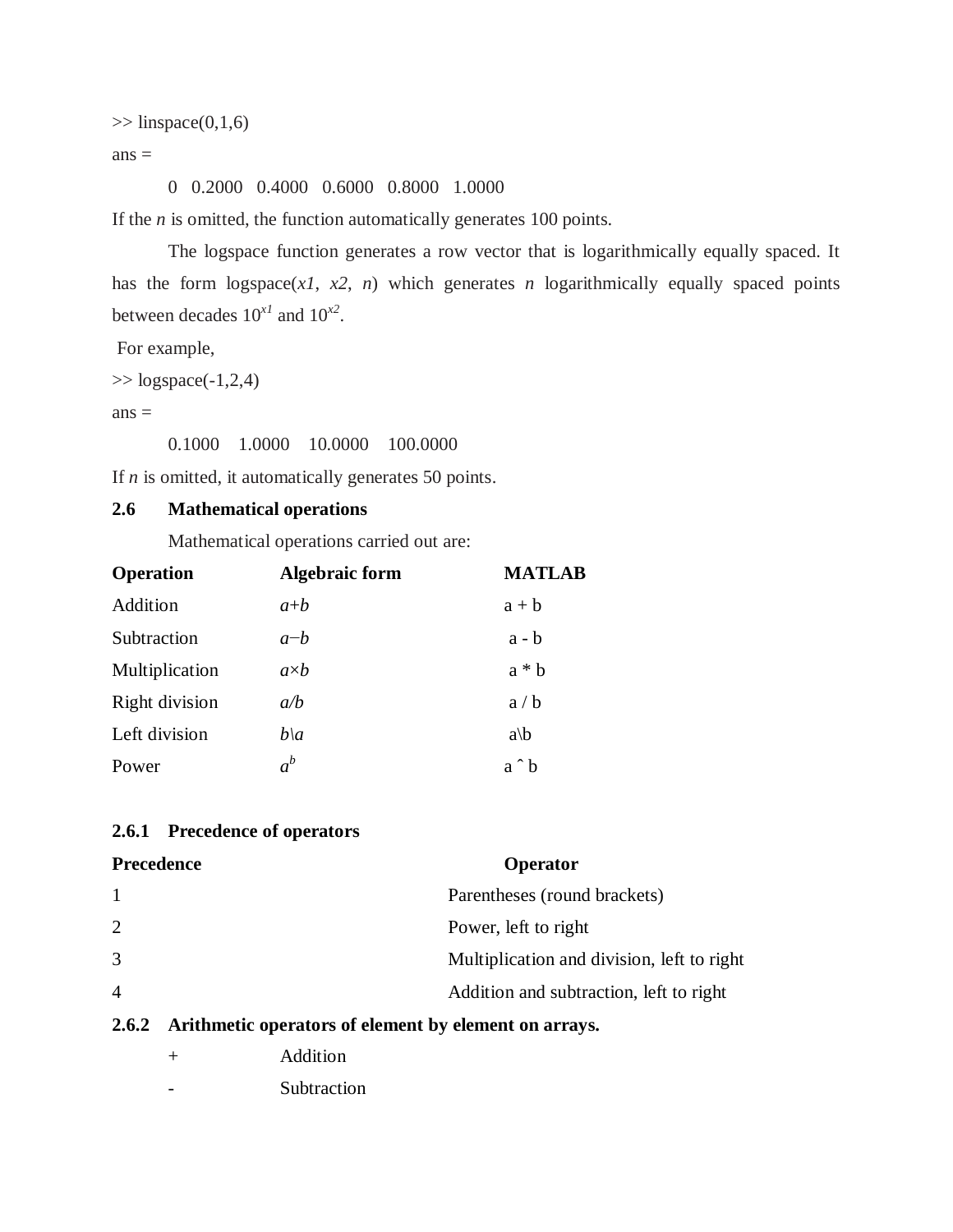```
>> linspace(0,1,6)
ans =
     0   0.2000   0.4000   0.6000   0.8000   1.0000
```

If the *n* is omitted, the function automatically generates 100 points.

The logspace function generates a row vector that is logarithmically equally spaced. It has the form logspace(*x1*, *x2*, *n*) which generates *n* logarithmically equally spaced points between decades $10^{x1}$ and $10^{x2}$.

For example,

```
>> logspace(-1,2,4)
ans =
     0.1000    1.0000    10.0000    100.0000
```

If *n* is omitted, it automatically generates 50 points.

## 2.6 Mathematical operations

Mathematical operations carried out are:

| **Operation** | **Algebraic form** | **MATLAB** |
|---|---|---|
| Addition | $a+b$ | a + b |
| Subtraction | $a-b$ | a - b |
| Multiplication | $a\times b$ | a * b |
| Right division | $a/b$ | a / b |
| Left division | $b\backslash a$ | a\b |
| Power | $a^b$ | a ˆ b |

### 2.6.1 Precedence of operators

| **Precedence** | **Operator** |
|---|---|
| 1 | Parentheses (round brackets) |
| 2 | Power, left to right |
| 3 | Multiplication and division, left to right |
| 4 | Addition and subtraction, left to right |

### 2.6.2 Arithmetic operators of element by element on arrays.

| | |
|---|---|
| + | Addition |
| - | Subtraction |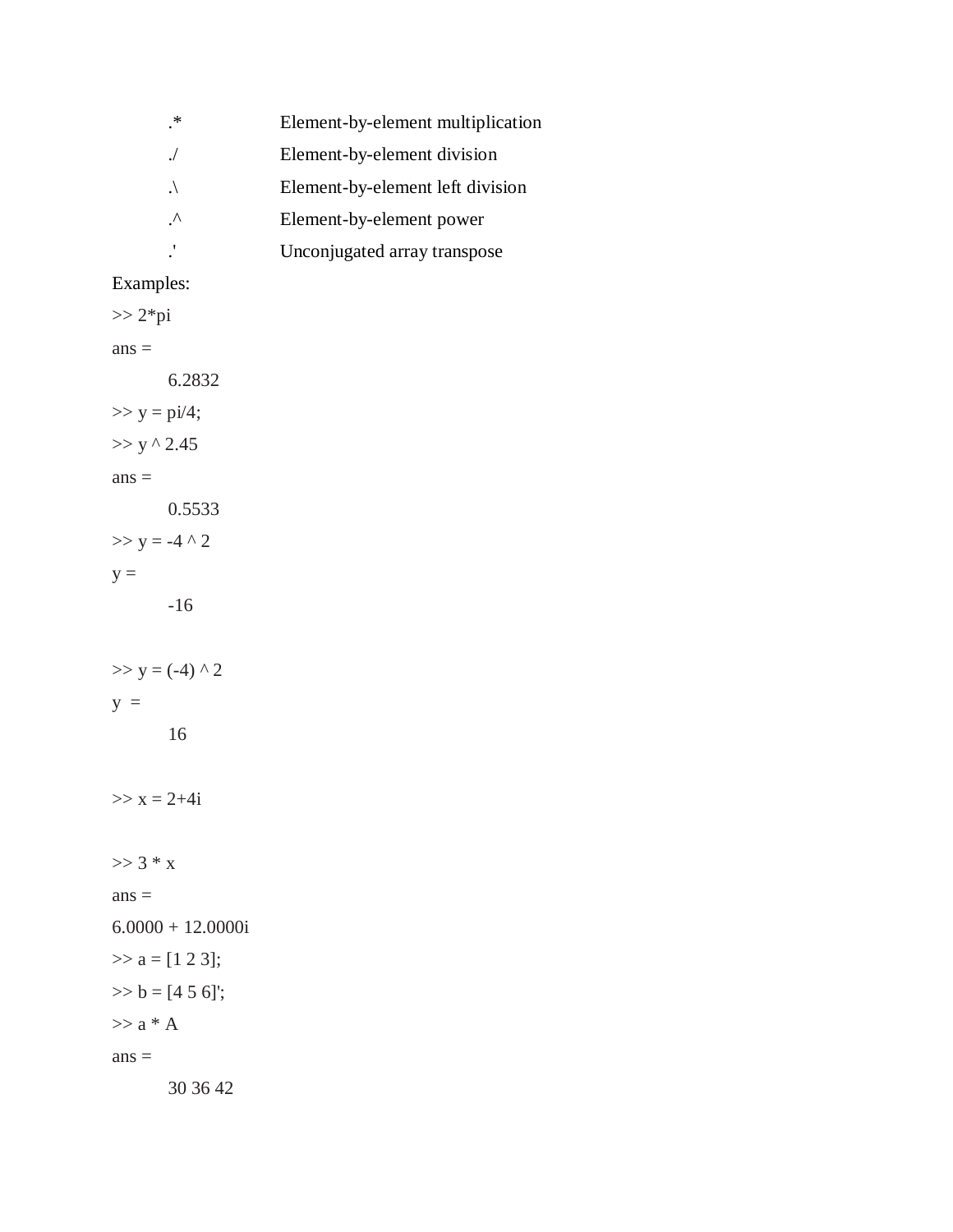| | |
|---|---|
| .* | Element-by-element multiplication |
| ./ | Element-by-element division |
| .\ | Element-by-element left division |
| .^ | Element-by-element power |
| .' | Unconjugated array transpose |

Examples:

```
>> 2*pi
ans =
      6.2832
>> y = pi/4;
>> y ^ 2.45
ans =
      0.5533
>> y = -4 ^ 2
y =
      -16

>> y = (-4) ^ 2
y  =
      16

>> x = 2+4i

>> 3 * x
ans =
6.0000 + 12.0000i
>> a = [1 2 3];
>> b = [4 5 6]';
>> a * A
ans =
      30 36 42
```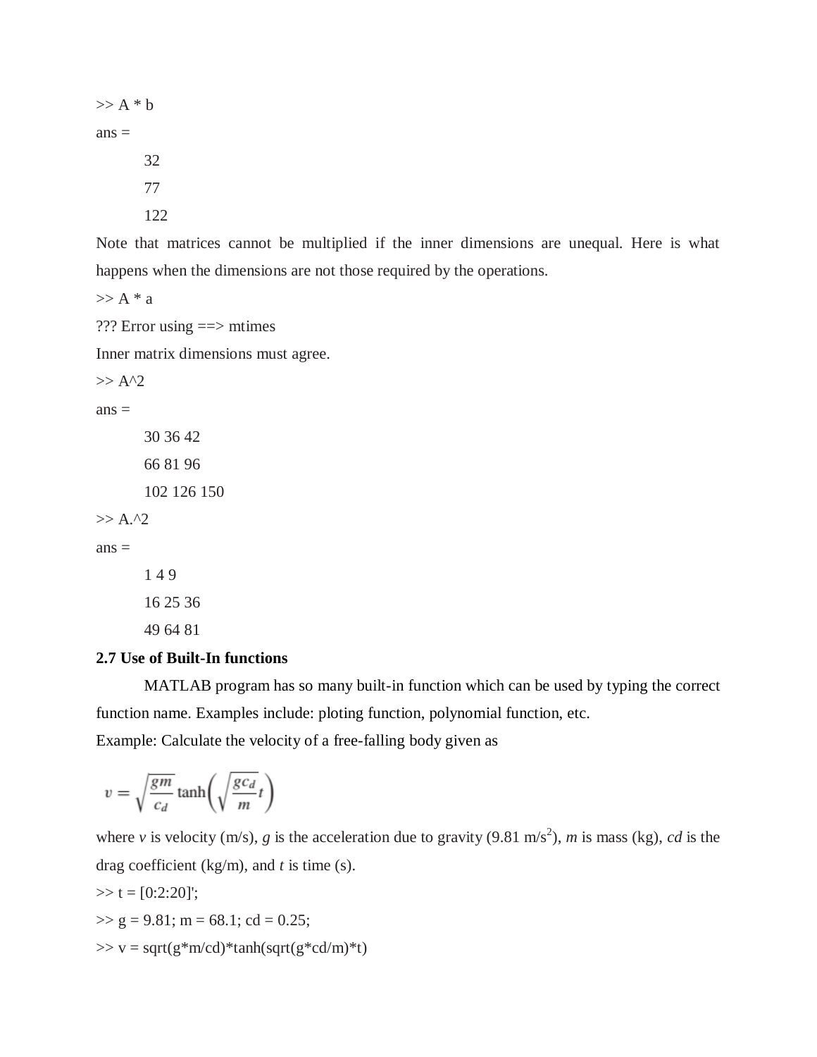```
>> A * b
ans =
    32
    77
    122
```

Note that matrices cannot be multiplied if the inner dimensions are unequal. Here is what happens when the dimensions are not those required by the operations.

```
>> A * a
??? Error using ==> mtimes
Inner matrix dimensions must agree.
>> A^2
ans =
    30 36 42
    66 81 96
    102 126 150
>> A.^2
ans =
    1 4 9
    16 25 36
    49 64 81
```

**2.7 Use of Built-In functions**

MATLAB program has so many built-in function which can be used by typing the correct function name. Examples include: ploting function, polynomial function, etc.

Example: Calculate the velocity of a free-falling body given as

$$v = \sqrt{\frac{gm}{c_d}} \tanh\left(\sqrt{\frac{gc_d}{m}}t\right)$$

where *v* is velocity (m/s), *g* is the acceleration due to gravity (9.81 m/s$^2$), *m* is mass (kg), *cd* is the drag coefficient (kg/m), and *t* is time (s).

```
>> t = [0:2:20]';
>> g = 9.81; m = 68.1; cd = 0.25;
>> v = sqrt(g*m/cd)*tanh(sqrt(g*cd/m)*t)
```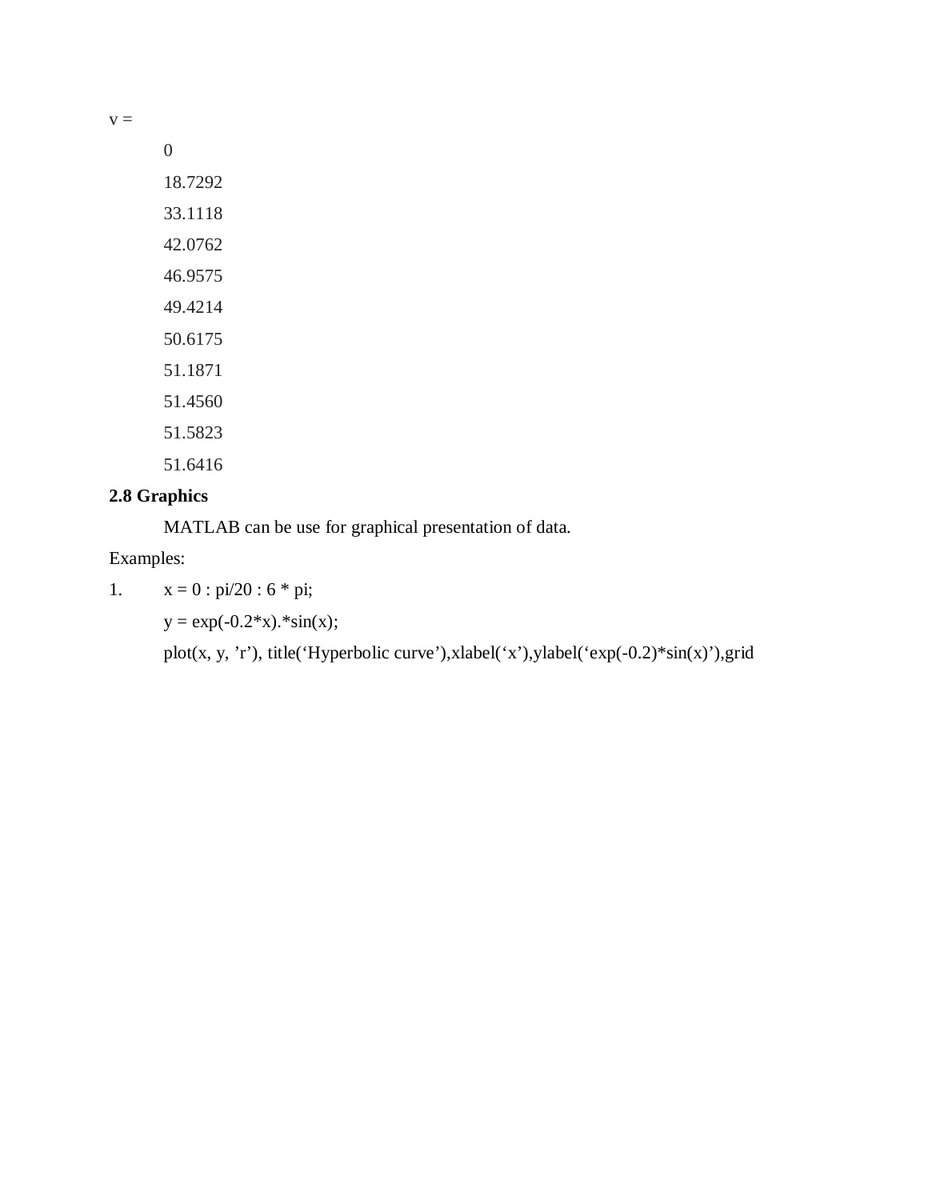v =

```
    0
    18.7292
    33.1118
    42.0762
    46.9575
    49.4214
    50.6175
    51.1871
    51.4560
    51.5823
    51.6416
```

**2.8 Graphics**

MATLAB can be use for graphical presentation of data.

Examples:

1.

```
x = 0 : pi/20 : 6 * pi;
y = exp(-0.2*x).*sin(x);
plot(x, y, ’r’), title(‘Hyperbolic curve’),xlabel(‘x’),ylabel(‘exp(-0.2)*sin(x)’),grid
```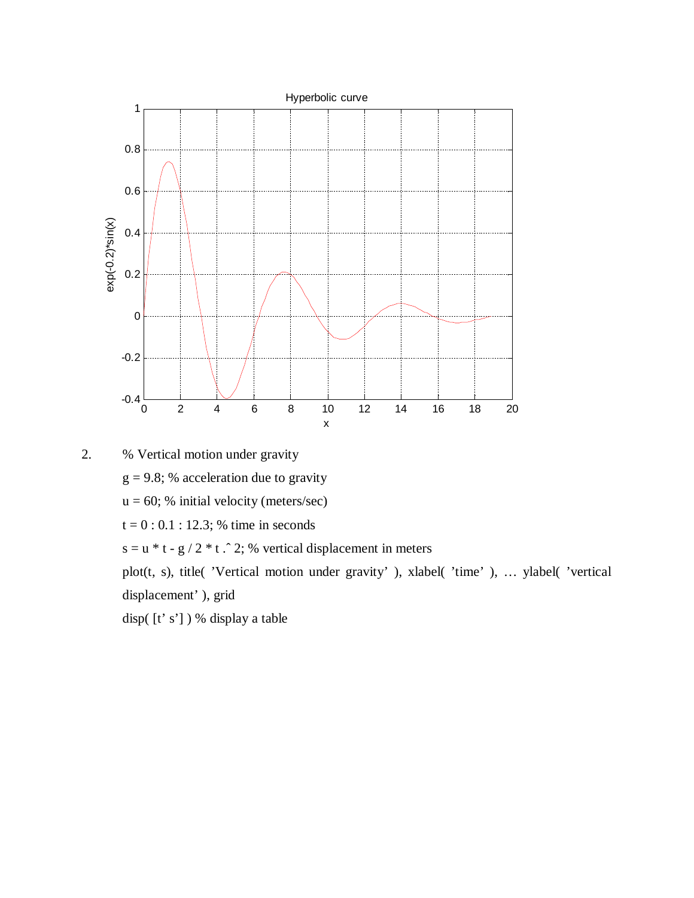2. 

```
% Vertical motion under gravity
g = 9.8; % acceleration due to gravity
u = 60; % initial velocity (meters/sec)
t = 0 : 0.1 : 12.3; % time in seconds
s = u * t - g / 2 * t .^ 2; % vertical displacement in meters
plot(t, s), title( 'Vertical motion under gravity' ), xlabel( 'time' ), ... ylabel( 'vertical displacement' ), grid
disp( [t' s'] ) % display a table
```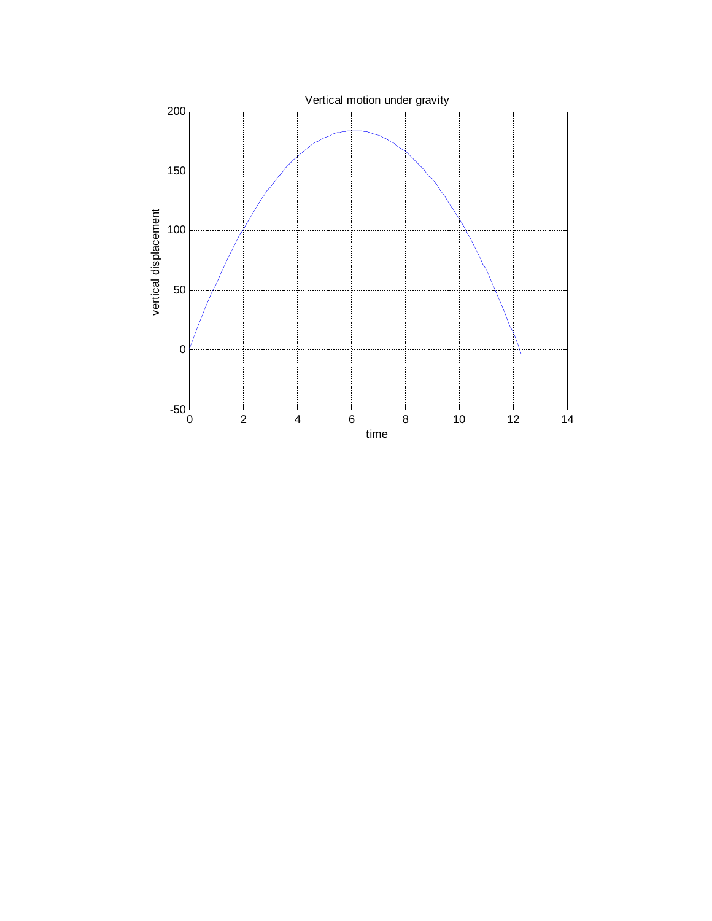Vertical motion under gravity

200
150
100
50
0
-50

vertical displacement

0
2
4
6
8
10
12
14

time